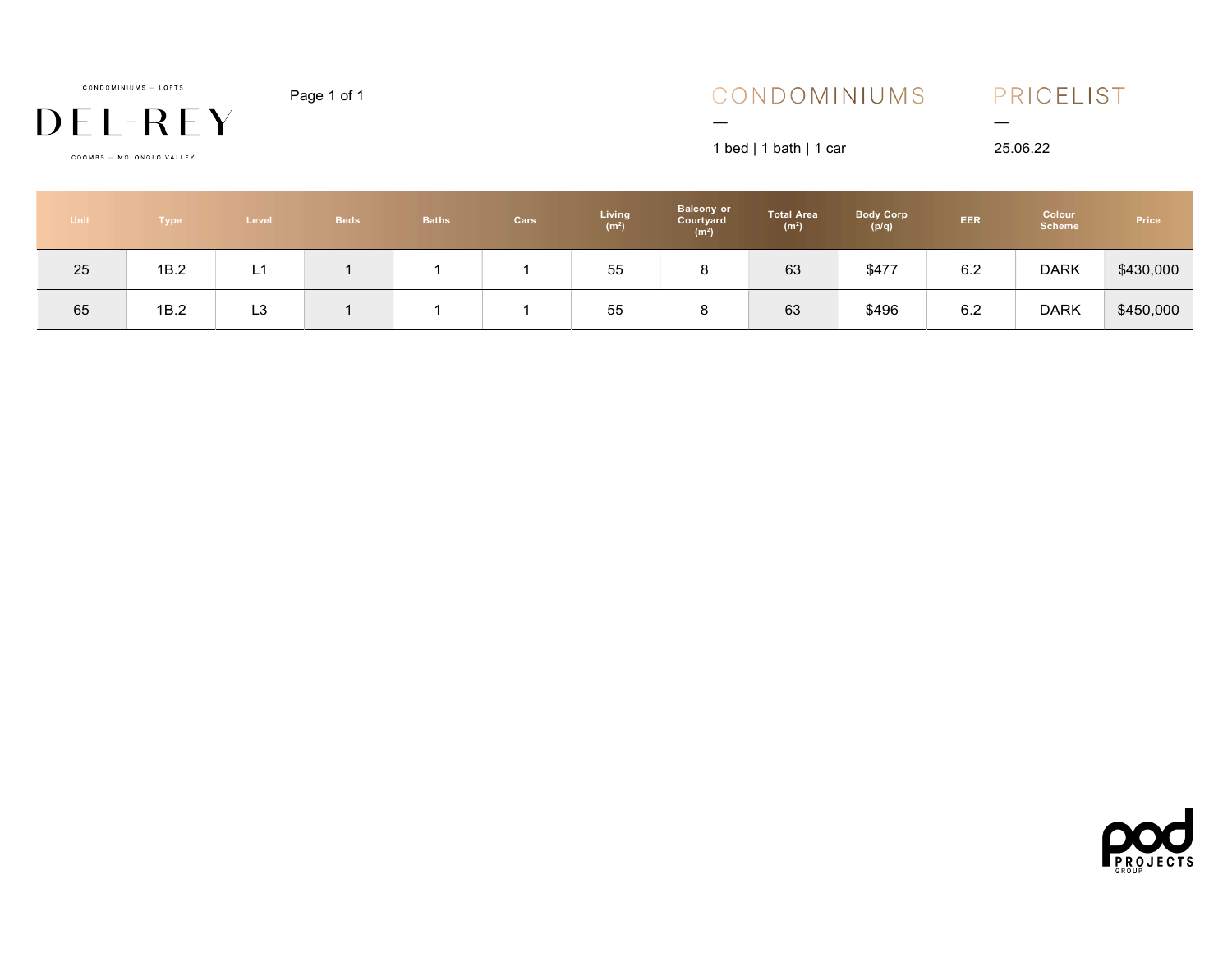CONDOMINIUMS — LOFTS

# DEL-REY

COOMBS — MOLONGLO VALLEY

## CONDOMINIUMS

—

1 bed | 1 bath | 1 car

## PRICELIST

—

25.06.22

| Unit | Type | Level | Beds | Baths | Cars | Living ($m^2$) | Balcony or Courtyard ($m^2$) | Total Area ($m^2$) | Body Corp (p/q) | EER | Colour Scheme | Price |
|---|---|---|---|---|---|---|---|---|---|---|---|---|
| 25 | 1B.2 | L1 | 1 | 1 | 1 | 55 | 8 | 63 | $477 | 6.2 | DARK | $430,000 |
| 65 | 1B.2 | L3 | 1 | 1 | 1 | 55 | 8 | 63 | $496 | 6.2 | DARK | $450,000 |

pod PROJECTS GROUP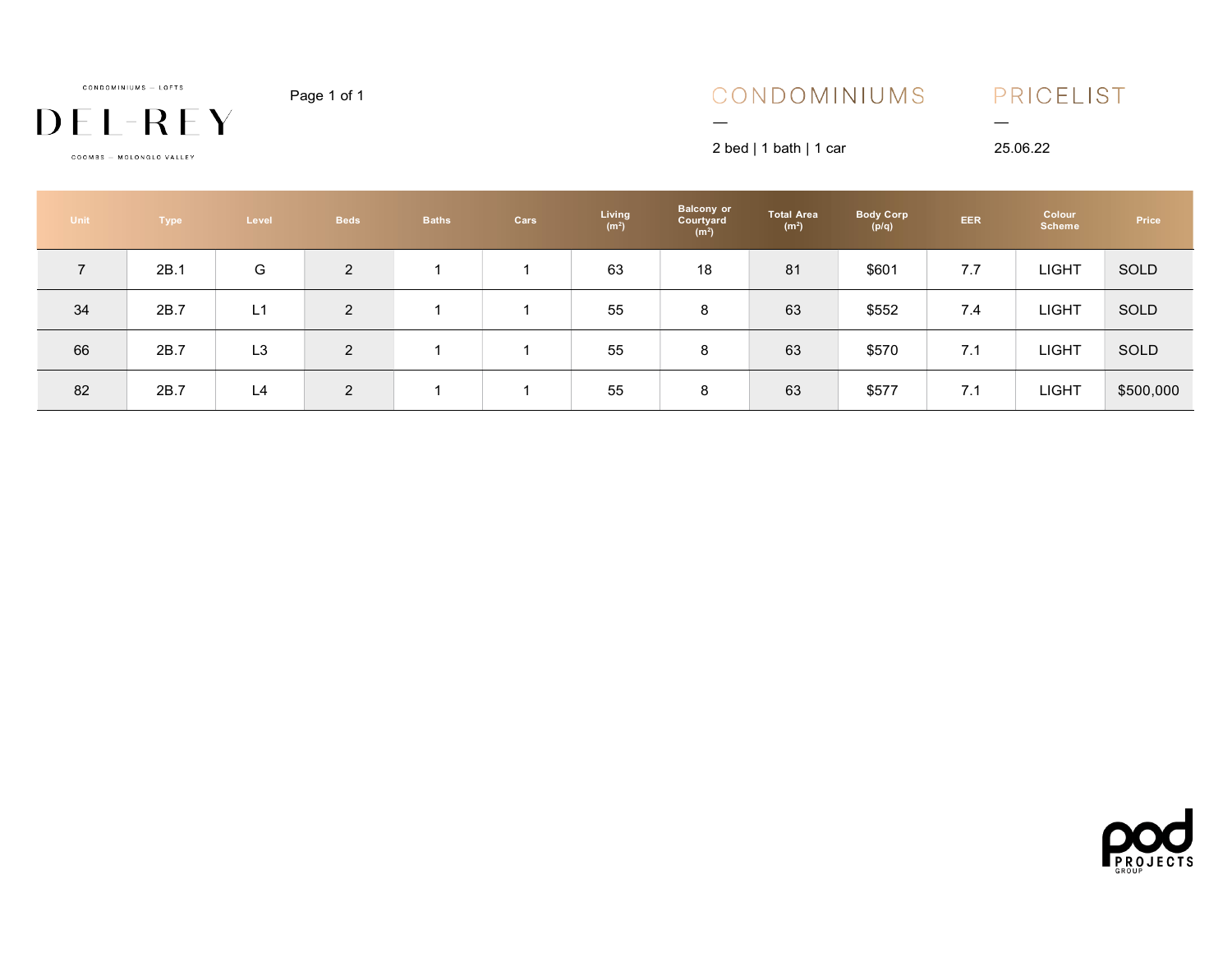CONDOMINIUMS — LOFTS

# DEL-REY

COOMBS — MOLONGLO VALLEY

# CONDOMINIUMS

—

2 bed | 1 bath | 1 car

# PRICELIST

—

25.06.22

| Unit | Type | Level | Beds | Baths | Cars | Living ($m^2$) | Balcony or Courtyard ($m^2$) | Total Area ($m^2$) | Body Corp (p/q) | EER | Colour Scheme | Price |
|---|---|---|---|---|---|---|---|---|---|---|---|---|
| 7 | 2B.1 | G | 2 | 1 | 1 | 63 | 18 | 81 | $601 | 7.7 | LIGHT | SOLD |
| 34 | 2B.7 | L1 | 2 | 1 | 1 | 55 | 8 | 63 | $552 | 7.4 | LIGHT | SOLD |
| 66 | 2B.7 | L3 | 2 | 1 | 1 | 55 | 8 | 63 | $570 | 7.1 | LIGHT | SOLD |
| 82 | 2B.7 | L4 | 2 | 1 | 1 | 55 | 8 | 63 | $577 | 7.1 | LIGHT | $500,000 |

pod PROJECTS GROUP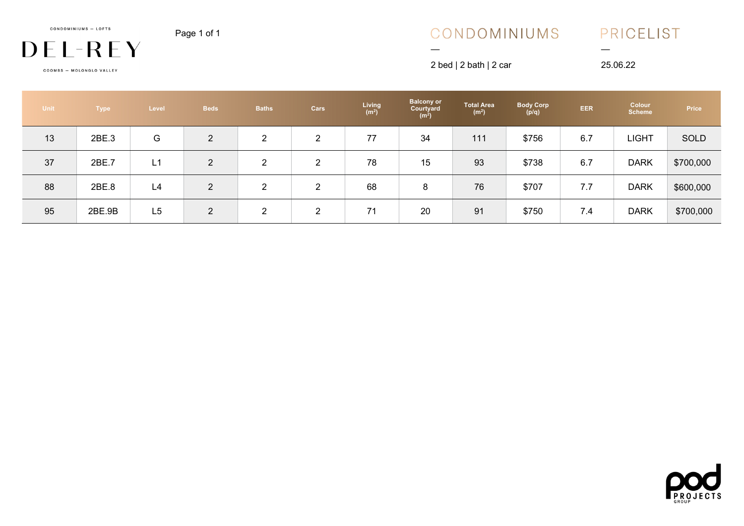CONDOMINIUMS — LOFTS

# DEL-REY

COOMBS — MOLONGLO VALLEY

## CONDOMINIUMS

—

2 bed | 2 bath | 2 car

## PRICELIST

—

25.06.22

| Unit | Type | Level | Beds | Baths | Cars | Living ($m^2$) | Balcony or Courtyard ($m^2$) | Total Area ($m^2$) | Body Corp (p/q) | EER | Colour Scheme | Price |
|---|---|---|---|---|---|---|---|---|---|---|---|---|
| 13 | 2BE.3 | G | 2 | 2 | 2 | 77 | 34 | 111 | $756 | 6.7 | LIGHT | SOLD |
| 37 | 2BE.7 | L1 | 2 | 2 | 2 | 78 | 15 | 93 | $738 | 6.7 | DARK | $700,000 |
| 88 | 2BE.8 | L4 | 2 | 2 | 2 | 68 | 8 | 76 | $707 | 7.7 | DARK | $600,000 |
| 95 | 2BE.9B | L5 | 2 | 2 | 2 | 71 | 20 | 91 | $750 | 7.4 | DARK | $700,000 |

pod PROJECTS GROUP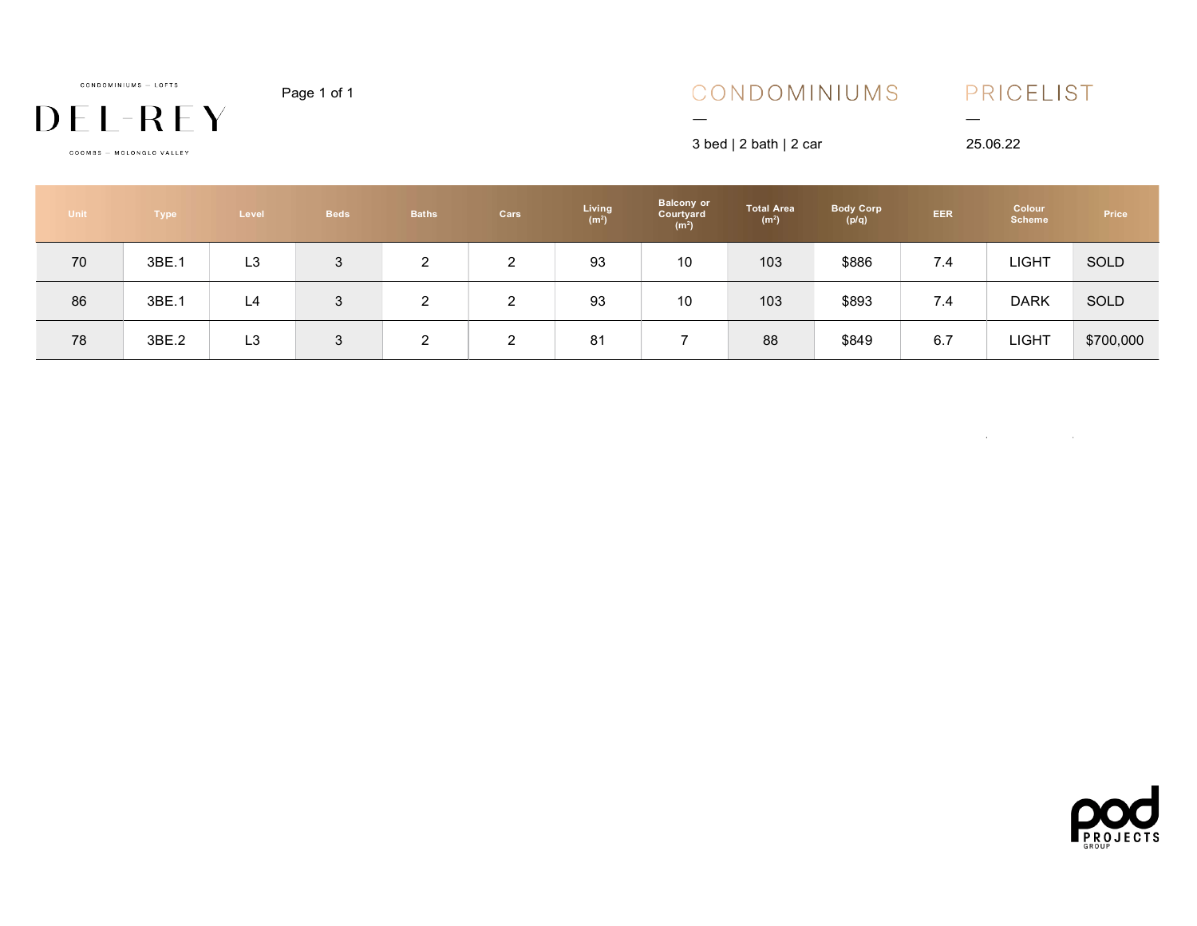CONDOMINIUMS — LOFTS

# DEL-REY

COOMBS — MOLONGLO VALLEY

Page 1 of 1

## CONDOMINIUMS

—

3 bed | 2 bath | 2 car

## PRICELIST

—

25.06.22

| Unit | Type | Level | Beds | Baths | Cars | Living ($m^2$) | Balcony or Courtyard ($m^2$) | Total Area ($m^2$) | Body Corp (p/q) | EER | Colour Scheme | Price |
|---|---|---|---|---|---|---|---|---|---|---|---|---|
| 70 | 3BE.1 | L3 | 3 | 2 | 2 | 93 | 10 | 103 | $886 | 7.4 | LIGHT | SOLD |
| 86 | 3BE.1 | L4 | 3 | 2 | 2 | 93 | 10 | 103 | $893 | 7.4 | DARK | SOLD |
| 78 | 3BE.2 | L3 | 3 | 2 | 2 | 81 | 7 | 88 | $849 | 6.7 | LIGHT | $700,000 |

pod PROJECTS GROUP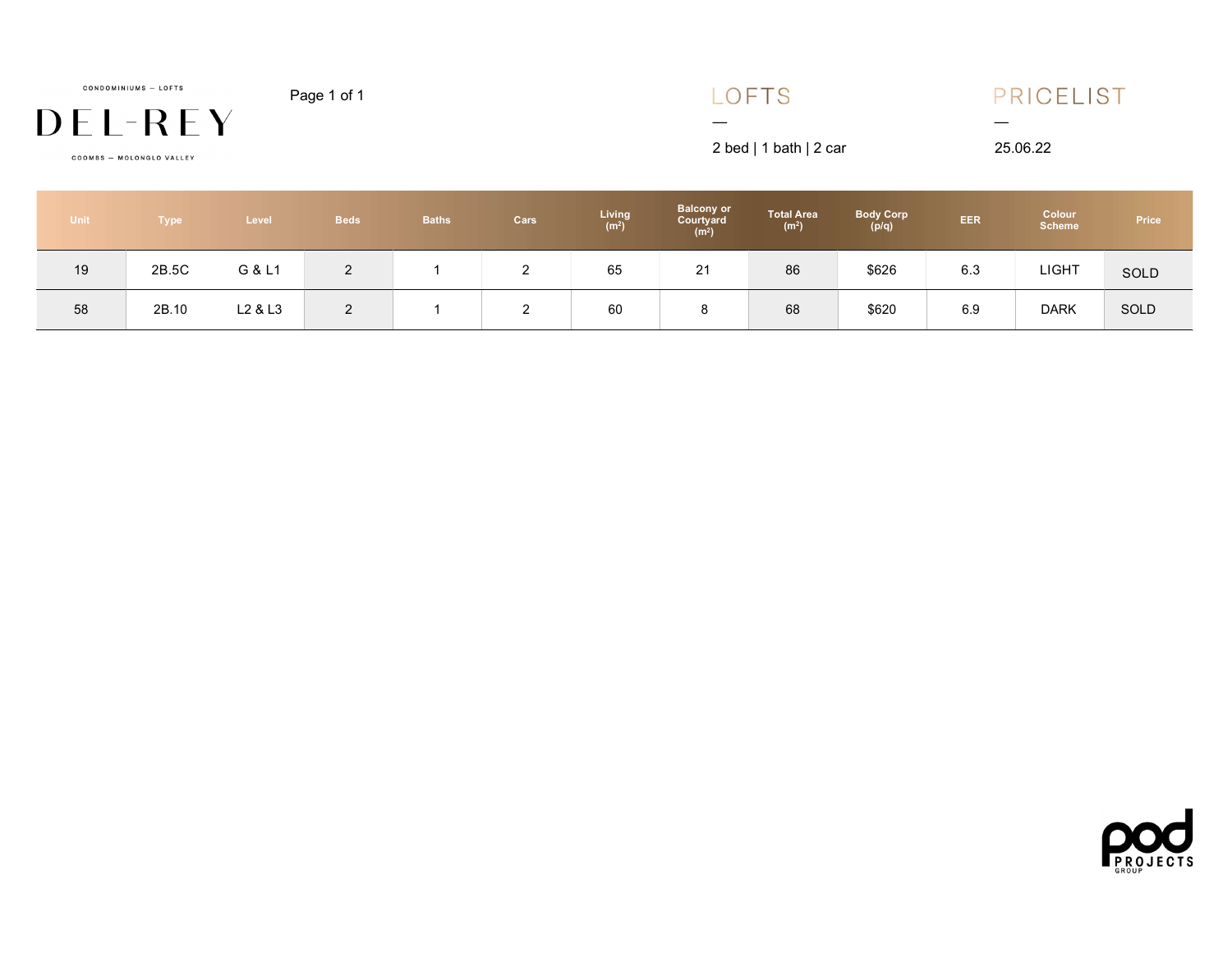CONDOMINIUMS — LOFTS

# DEL-REY

COOMBS — MOLONGLO VALLEY

Page 1 of 1

## LOFTS

—

2 bed | 1 bath | 2 car

## PRICELIST

—

25.06.22

| Unit | Type | Level | Beds | Baths | Cars | Living ($m^2$) | Balcony or Courtyard ($m^2$) | Total Area ($m^2$) | Body Corp (p/q) | EER | Colour Scheme | Price |
|---|---|---|---|---|---|---|---|---|---|---|---|---|
| 19 | 2B.5C | G & L1 | 2 | 1 | 2 | 65 | 21 | 86 | $626 | 6.3 | LIGHT | SOLD |
| 58 | 2B.10 | L2 & L3 | 2 | 1 | 2 | 60 | 8 | 68 | $620 | 6.9 | DARK | SOLD |

pod PROJECTS GROUP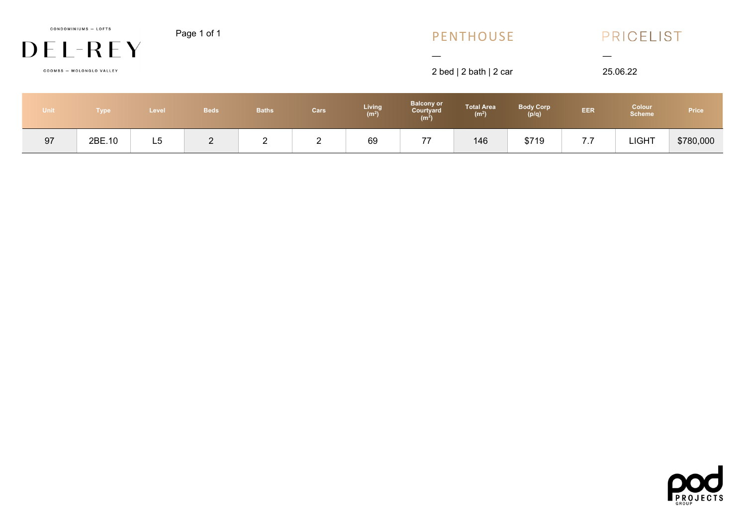CONDOMINIUMS — LOFTS

# DEL-REY

COOMBS — MOLONGLO VALLEY

## PENTHOUSE

—

2 bed | 2 bath | 2 car

## PRICELIST

—

25.06.22

| Unit | Type | Level | Beds | Baths | Cars | Living ($m^2$) | Balcony or Courtyard ($m^2$) | Total Area ($m^2$) | Body Corp (p/q) | EER | Colour Scheme | Price |
|---|---|---|---|---|---|---|---|---|---|---|---|---|
| 97 | 2BE.10 | L5 | 2 | 2 | 2 | 69 | 77 | 146 | $719 | 7.7 | LIGHT | $780,000 |

pod PROJECTS GROUP